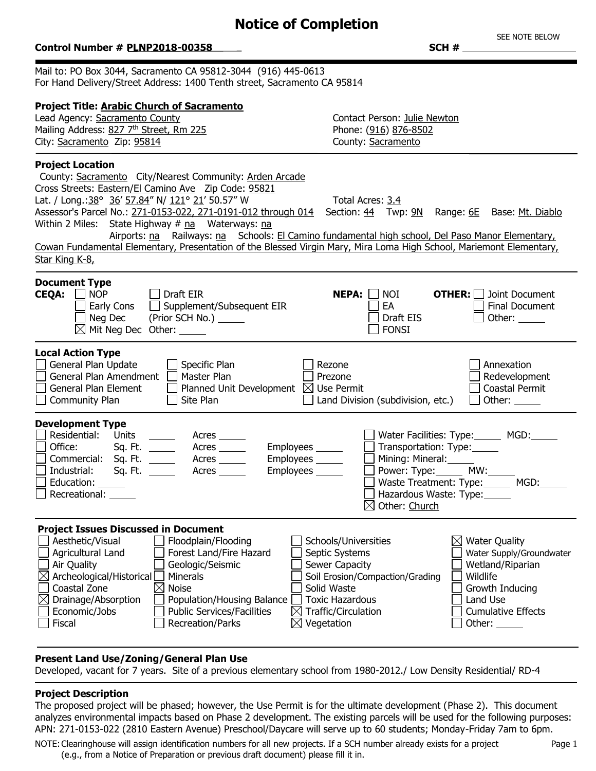# Notice of Completion

SEE NOTE BELOW

**Control Number # PLNP2018-00358** **SCH #** ______

Mail to: PO Box 3044, Sacramento CA 95812-3044 (916) 445-0613
For Hand Delivery/Street Address: 1400 Tenth street, Sacramento CA 95814

**Project Title: Arabic Church of Sacramento**

Lead Agency: Sacramento County
Mailing Address: 827 7th Street, Rm 225
City: Sacramento Zip: 95814

Contact Person: Julie Newton
Phone: (916) 876-8502
County: Sacramento

**Project Location**

County: Sacramento City/Nearest Community: Arden Arcade
Cross Streets: Eastern/El Camino Ave Zip Code: 95821
Lat. / Long.: 38° 36′ 57.84″ N/ 121° 21′ 50.57″ W Total Acres: 3.4
Assessor's Parcel No.: 271-0153-022, 271-0191-012 through 014 Section: 44 Twp: 9N Range: 6E Base: Mt. Diablo
Within 2 Miles: State Highway # na Waterways: na
Airports: na Railways: na Schools: El Camino fundamental high school, Del Paso Manor Elementary, Cowan Fundamental Elementary, Presentation of the Blessed Virgin Mary, Mira Loma High School, Mariemont Elementary, Star King K-8,

**Document Type**

**CEQA:**
- ☐ NOP
- ☐ Early Cons
- ☐ Neg Dec
- ☒ Mit Neg Dec
- ☐ Draft EIR
- ☐ Supplement/Subsequent EIR (Prior SCH No.) ______
- Other: ______

**NEPA:**
- ☐ NOI
- ☐ EA
- ☐ Draft EIS
- ☐ FONSI

**OTHER:**
- ☐ Joint Document
- ☐ Final Document
- ☐ Other: ______

**Local Action Type**

- ☐ General Plan Update
- ☐ General Plan Amendment
- ☐ General Plan Element
- ☐ Community Plan
- ☐ Specific Plan
- ☐ Master Plan
- ☐ Planned Unit Development
- ☐ Site Plan
- ☐ Rezone
- ☐ Prezone
- ☒ Use Permit
- ☐ Land Division (subdivision, etc.)
- ☐ Annexation
- ☐ Redevelopment
- ☐ Coastal Permit
- ☐ Other: ______

**Development Type**

- ☐ Residential: Units ______ Acres ______
- ☐ Office: Sq. Ft. ______ Acres ______ Employees ______
- ☐ Commercial: Sq. Ft. ______ Acres ______ Employees ______
- ☐ Industrial: Sq. Ft. ______ Acres ______ Employees ______
- ☐ Education: ______
- ☐ Recreational: ______
- ☐ Water Facilities: Type: ______ MGD: ______
- ☐ Transportation: Type: ______
- ☐ Mining: Mineral: ______
- ☐ Power: Type: ______ MW: ______
- ☐ Waste Treatment: Type: ______ MGD: ______
- ☐ Hazardous Waste: Type: ______
- ☒ Other: Church

**Project Issues Discussed in Document**

- ☐ Aesthetic/Visual
- ☐ Agricultural Land
- ☐ Air Quality
- ☒ Archeological/Historical
- ☐ Coastal Zone
- ☒ Drainage/Absorption
- ☐ Economic/Jobs
- ☐ Fiscal
- ☐ Floodplain/Flooding
- ☐ Forest Land/Fire Hazard
- ☐ Geologic/Seismic
- ☐ Minerals
- ☒ Noise
- ☐ Population/Housing Balance
- ☐ Public Services/Facilities
- ☐ Recreation/Parks
- ☐ Schools/Universities
- ☐ Septic Systems
- ☐ Sewer Capacity
- ☐ Soil Erosion/Compaction/Grading
- ☐ Solid Waste
- ☐ Toxic Hazardous
- ☒ Traffic/Circulation
- ☒ Vegetation
- ☒ Water Quality
- ☐ Water Supply/Groundwater
- ☐ Wetland/Riparian
- ☐ Wildlife
- ☐ Growth Inducing
- ☐ Land Use
- ☐ Cumulative Effects
- ☐ Other: ______

**Present Land Use/Zoning/General Plan Use**

Developed, vacant for 7 years. Site of a previous elementary school from 1980-2012./ Low Density Residential/ RD-4

**Project Description**

The proposed project will be phased; however, the Use Permit is for the ultimate development (Phase 2). This document analyzes environmental impacts based on Phase 2 development. The existing parcels will be used for the following purposes: APN: 271-0153-022 (2810 Eastern Avenue) Preschool/Daycare will serve up to 60 students; Monday-Friday 7am to 6pm.

NOTE: Clearinghouse will assign identification numbers for all new projects. If a SCH number already exists for a project (e.g., from a Notice of Preparation or previous draft document) please fill it in.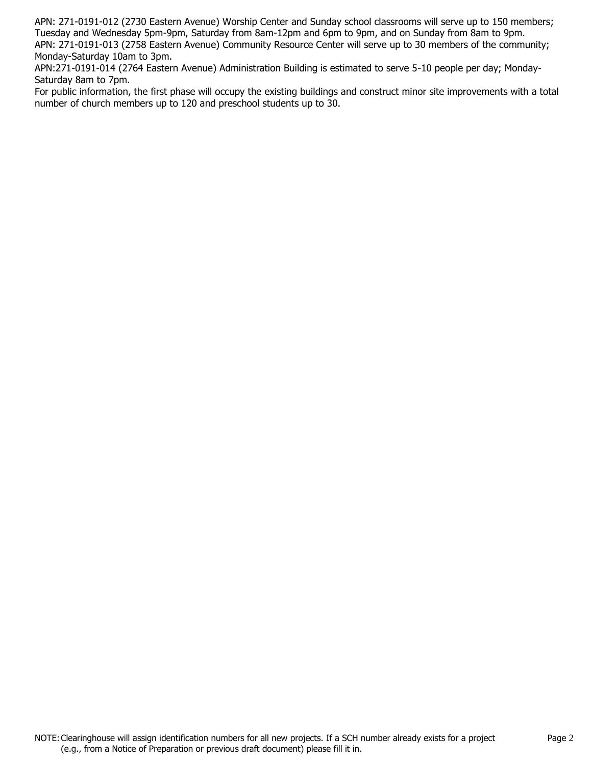APN: 271-0191-012 (2730 Eastern Avenue) Worship Center and Sunday school classrooms will serve up to 150 members; Tuesday and Wednesday 5pm-9pm, Saturday from 8am-12pm and 6pm to 9pm, and on Sunday from 8am to 9pm.
APN: 271-0191-013 (2758 Eastern Avenue) Community Resource Center will serve up to 30 members of the community; Monday-Saturday 10am to 3pm.
APN:271-0191-014 (2764 Eastern Avenue) Administration Building is estimated to serve 5-10 people per day; Monday-Saturday 8am to 7pm.
For public information, the first phase will occupy the existing buildings and construct minor site improvements with a total number of church members up to 120 and preschool students up to 30.

NOTE: Clearinghouse will assign identification numbers for all new projects. If a SCH number already exists for a project (e.g., from a Notice of Preparation or previous draft document) please fill it in.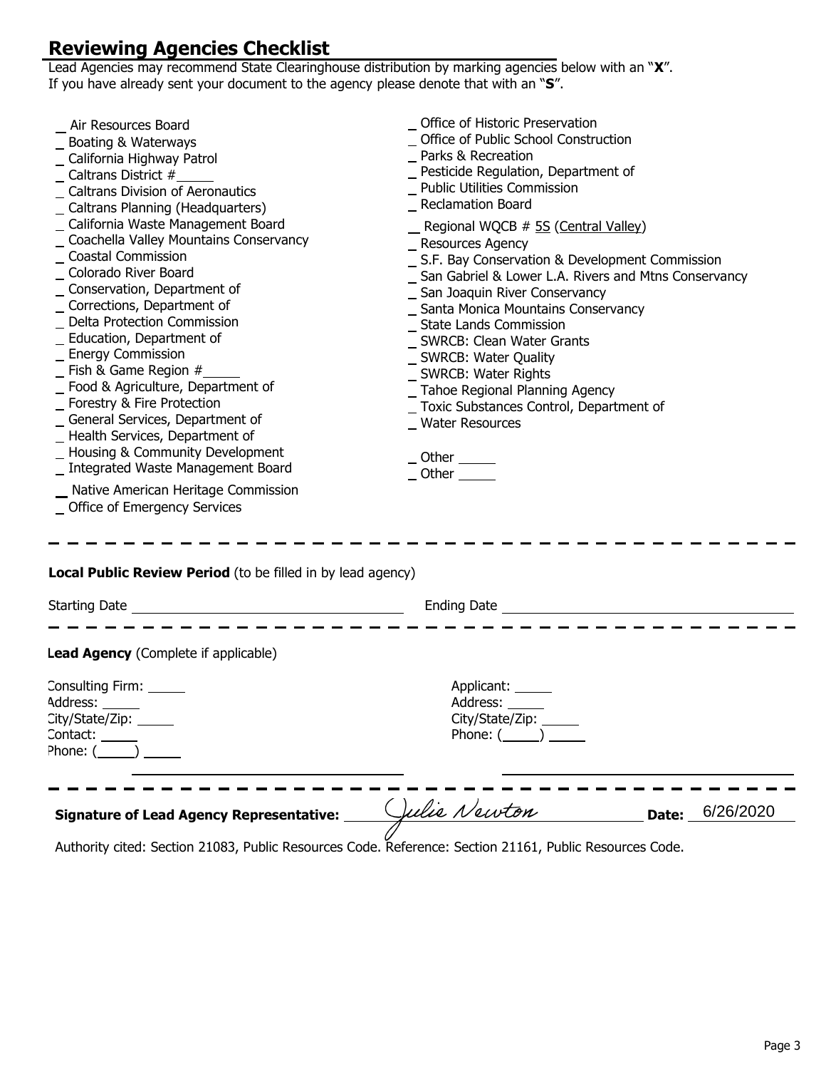## Reviewing Agencies Checklist

Lead Agencies may recommend State Clearinghouse distribution by marking agencies below with an "**X**".
If you have already sent your document to the agency please denote that with an "**S**".

- _ Air Resources Board
- _ Boating & Waterways
- _ California Highway Patrol
- _ Caltrans District # _____
- _ Caltrans Division of Aeronautics
- _ Caltrans Planning (Headquarters)
- _ California Waste Management Board
- _ Coachella Valley Mountains Conservancy
- _ Coastal Commission
- _ Colorado River Board
- _ Conservation, Department of
- _ Corrections, Department of
- _ Delta Protection Commission
- _ Education, Department of
- _ Energy Commission
- _ Fish & Game Region # _____
- _ Food & Agriculture, Department of
- _ Forestry & Fire Protection
- _ General Services, Department of
- _ Health Services, Department of
- _ Housing & Community Development
- _ Integrated Waste Management Board
- _ Native American Heritage Commission
- _ Office of Emergency Services
- _ Office of Historic Preservation
- _ Office of Public School Construction
- _ Parks & Recreation
- _ Pesticide Regulation, Department of
- _ Public Utilities Commission
- _ Reclamation Board
- _ Regional WQCB # 5S (Central Valley)
- _ Resources Agency
- _ S.F. Bay Conservation & Development Commission
- _ San Gabriel & Lower L.A. Rivers and Mtns Conservancy
- _ San Joaquin River Conservancy
- _ Santa Monica Mountains Conservancy
- _ State Lands Commission
- _ SWRCB: Clean Water Grants
- _ SWRCB: Water Quality
- _ SWRCB: Water Rights
- _ Tahoe Regional Planning Agency
- _ Toxic Substances Control, Department of
- _ Water Resources
- _ Other _____
- _ Other _____

---

**Local Public Review Period** (to be filled in by lead agency)

Starting Date ______________________ Ending Date ______________________

---

**Lead Agency** (Complete if applicable)

Consulting Firm: _____
Address: _____
City/State/Zip: _____
Contact: _____
Phone: (_____) _____

Applicant: _____
Address: _____
City/State/Zip: _____
Phone: (_____) _____

---

**Signature of Lead Agency Representative:** Julie Newton **Date:** 6/26/2020

Authority cited: Section 21083, Public Resources Code. Reference: Section 21161, Public Resources Code.